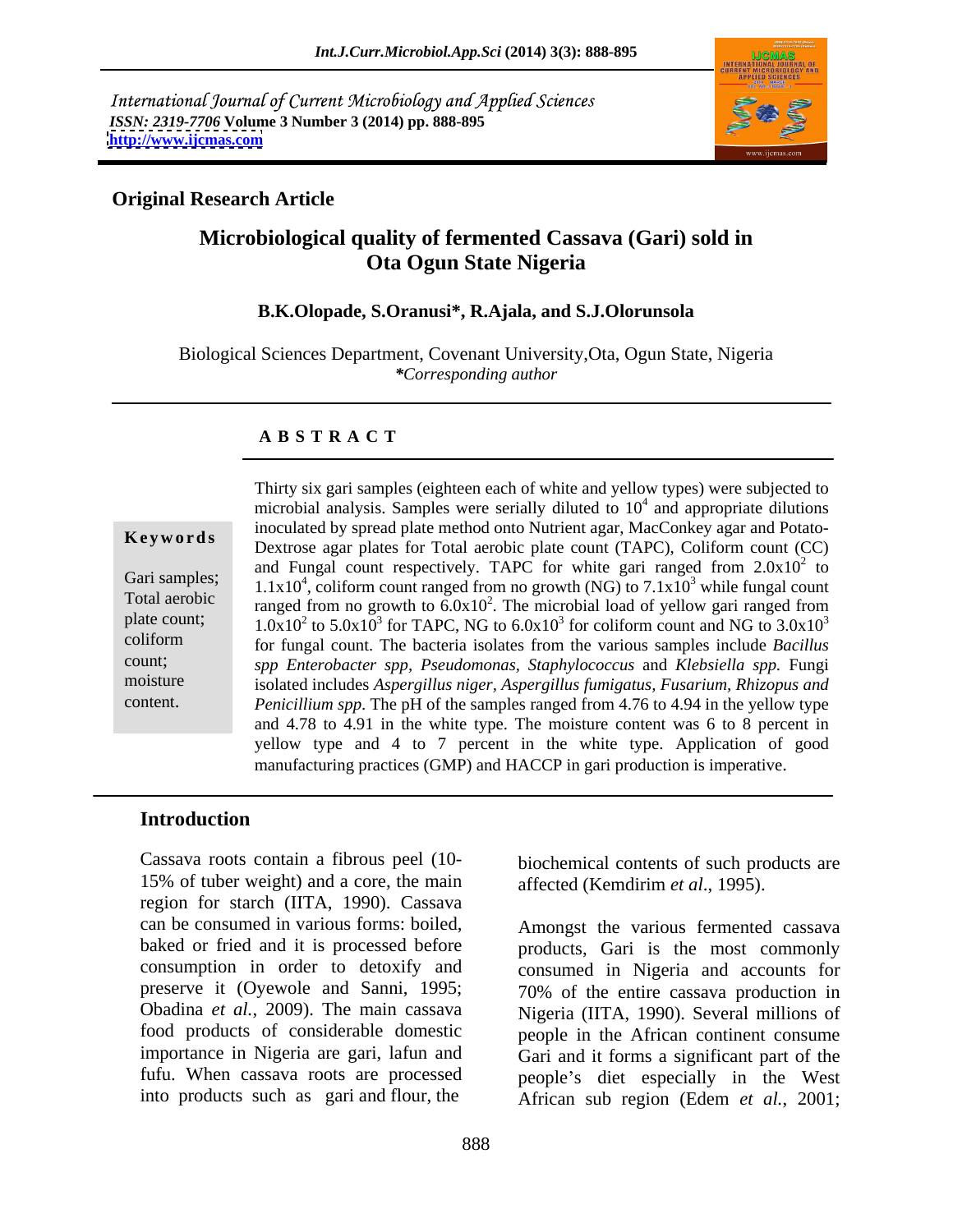## Original Research Article

# Microbiological quality of fermented Cassava (Gari) sold in Ota Ogun State Nigeria

**B.K.Olopade, S.Oranusi\*, R.Ajala, and S.J.Olorunsola**

Biological Sciences Department, Covenant University,Ota, Ogun State, Nigeria
*\*Corresponding author*

### A B S T R A C T

**Keywords**

Gari samples; Total aerobic plate count; coliform count; moisture content.

Thirty six gari samples (eighteen each of white and yellow types) were subjected to microbial analysis. Samples were serially diluted to $10^4$ and appropriate dilutions inoculated by spread plate method onto Nutrient agar, MacConkey agar and Potato-Dextrose agar plates for Total aerobic plate count (TAPC), Coliform count (CC) and Fungal count respectively. TAPC for white gari ranged from $2.0\text{x}10^2$ to $1.1\text{x}10^4$, coliform count ranged from no growth (NG) to $7.1\text{x}10^3$ while fungal count ranged from no growth to $6.0\text{x}10^2$. The microbial load of yellow gari ranged from $1.0\text{x}10^2$ to $5.0\text{x}10^3$ for TAPC, NG to $6.0\text{x}10^3$ for coliform count and NG to $3.0\text{x}10^3$ for fungal count. The bacteria isolates from the various samples include *Bacillus spp Enterobacter spp, Pseudomonas, Staphylococcus* and *Klebsiella spp.* Fungi isolated includes *Aspergillus niger, Aspergillus fumigatus, Fusarium, Rhizopus and Penicillium spp*. The pH of the samples ranged from 4.76 to 4.94 in the yellow type and 4.78 to 4.91 in the white type. The moisture content was 6 to 8 percent in yellow type and 4 to 7 percent in the white type. Application of good manufacturing practices (GMP) and HACCP in gari production is imperative.

## Introduction

Cassava roots contain a fibrous peel (10-15% of tuber weight) and a core, the main region for starch (IITA, 1990). Cassava can be consumed in various forms: boiled, baked or fried and it is processed before consumption in order to detoxify and preserve it (Oyewole and Sanni, 1995; Obadina *et al.*, 2009). The main cassava food products of considerable domestic importance in Nigeria are gari, lafun and fufu. When cassava roots are processed into products such as gari and flour, the biochemical contents of such products are affected (Kemdirim *et al*., 1995).

Amongst the various fermented cassava products, Gari is the most commonly consumed in Nigeria and accounts for 70% of the entire cassava production in Nigeria (IITA, 1990). Several millions of people in the African continent consume Gari and it forms a significant part of the people's diet especially in the West African sub region (Edem *et al.*, 2001;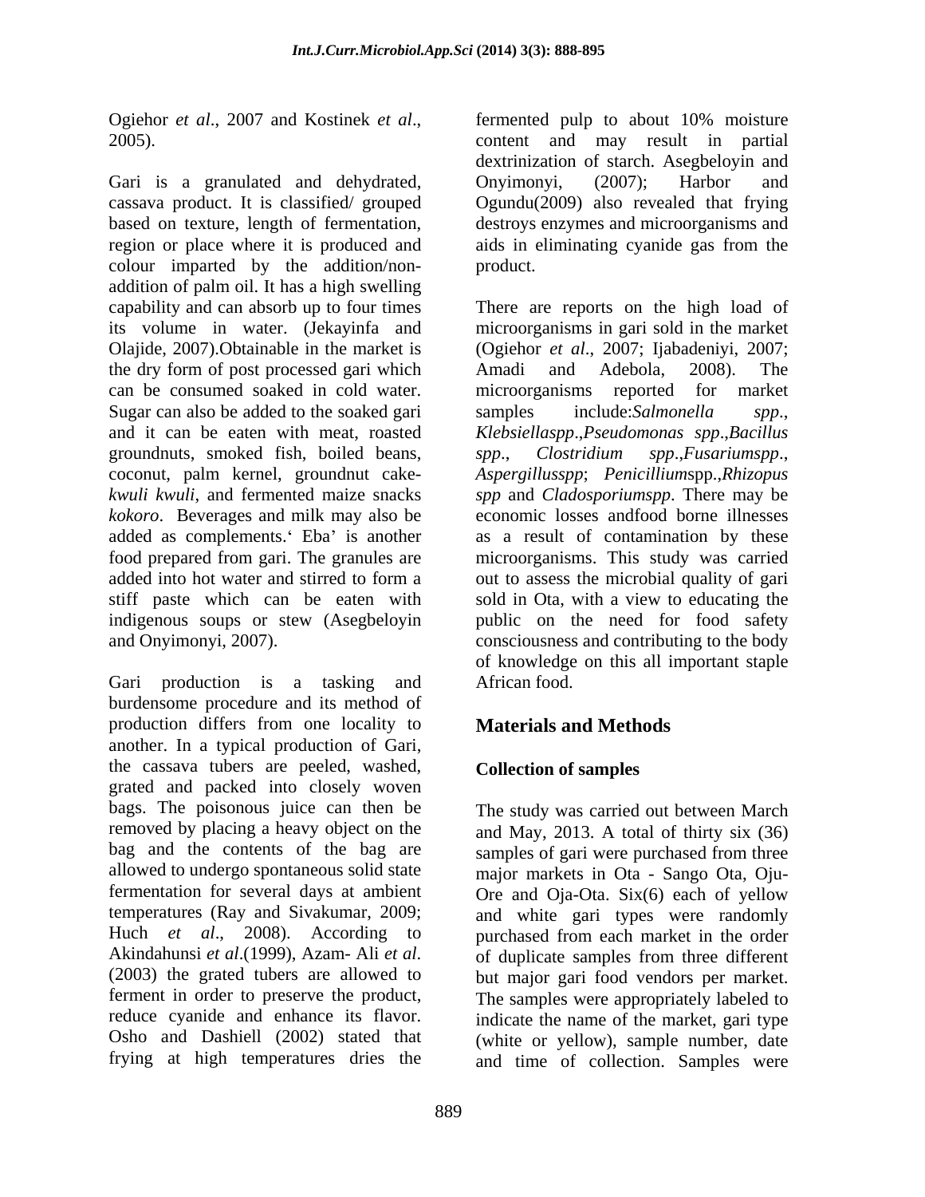Ogiehor *et al*., 2007 and Kostinek *et al*., 2005).

Gari is a granulated and dehydrated, cassava product. It is classified/ grouped based on texture, length of fermentation, region or place where it is produced and colour imparted by the addition/non-addition of palm oil. It has a high swelling capability and can absorb up to four times its volume in water. (Jekayinfa and Olajide, 2007).Obtainable in the market is the dry form of post processed gari which can be consumed soaked in cold water. Sugar can also be added to the soaked gari and it can be eaten with meat, roasted groundnuts, smoked fish, boiled beans, coconut, palm kernel, groundnut cake-*kwuli kwuli*, and fermented maize snacks *kokoro*. Beverages and milk may also be added as complements.' Eba' is another food prepared from gari. The granules are added into hot water and stirred to form a stiff paste which can be eaten with indigenous soups or stew (Asegbeloyin and Onyimonyi, 2007).

Gari production is a tasking and burdensome procedure and its method of production differs from one locality to another. In a typical production of Gari, the cassava tubers are peeled, washed, grated and packed into closely woven bags. The poisonous juice can then be removed by placing a heavy object on the bag and the contents of the bag are allowed to undergo spontaneous solid state fermentation for several days at ambient temperatures (Ray and Sivakumar, 2009; Huch *et al*., 2008). According to Akindahunsi *et al*.(1999), Azam- Ali *et al*. (2003) the grated tubers are allowed to ferment in order to preserve the product, reduce cyanide and enhance its flavor. Osho and Dashiell (2002) stated that frying at high temperatures dries the fermented pulp to about 10% moisture content and may result in partial dextrinization of starch. Asegbeloyin and Onyimonyi, (2007); Harbor and Ogundu(2009) also revealed that frying destroys enzymes and microorganisms and aids in eliminating cyanide gas from the product.

There are reports on the high load of microorganisms in gari sold in the market (Ogiehor *et al*., 2007; Ijabadeniyi, 2007; Amadi and Adebola, 2008). The microorganisms reported for market samples include:*Salmonella spp*., *Klebsiellaspp*.,*Pseudomonas spp*.,*Bacillus spp*., *Clostridium spp*.,*Fusariumspp*., *Aspergillusspp*; *Penicillium*spp.,*Rhizopus spp* and *Cladosporiumspp*. There may be economic losses andfood borne illnesses as a result of contamination by these microorganisms. This study was carried out to assess the microbial quality of gari sold in Ota, with a view to educating the public on the need for food safety consciousness and contributing to the body of knowledge on this all important staple African food.

## Materials and Methods

### Collection of samples

The study was carried out between March and May, 2013. A total of thirty six (36) samples of gari were purchased from three major markets in Ota - Sango Ota, Oju-Ore and Oja-Ota. Six(6) each of yellow and white gari types were randomly purchased from each market in the order of duplicate samples from three different but major gari food vendors per market. The samples were appropriately labeled to indicate the name of the market, gari type (white or yellow), sample number, date and time of collection. Samples were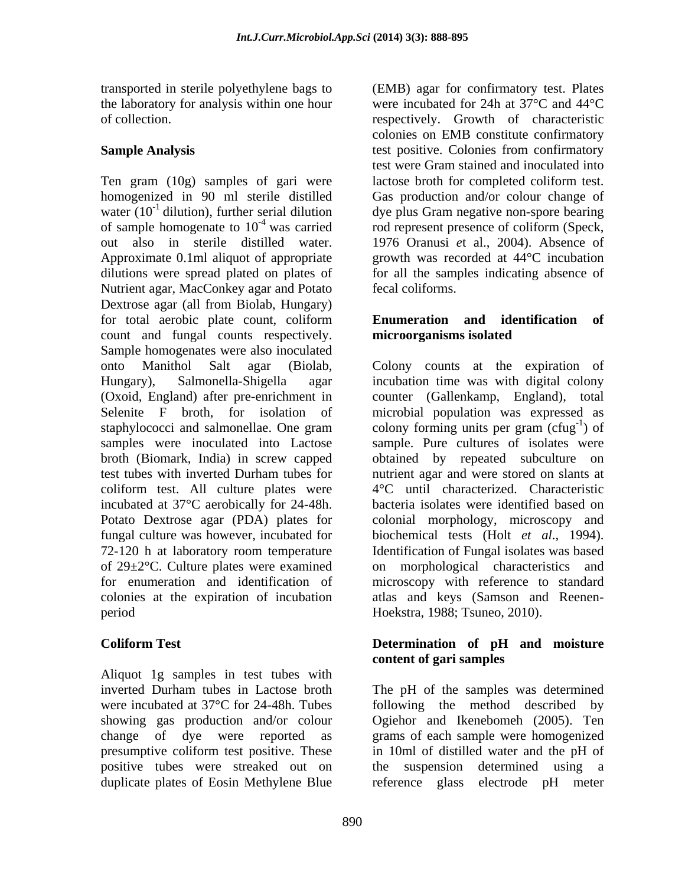transported in sterile polyethylene bags to the laboratory for analysis within one hour of collection.

**Sample Analysis**

Ten gram (10g) samples of gari were homogenized in 90 ml sterile distilled water ($10^{-1}$ dilution), further serial dilution of sample homogenate to $10^{-4}$ was carried out also in sterile distilled water. Approximate 0.1ml aliquot of appropriate dilutions were spread plated on plates of Nutrient agar, MacConkey agar and Potato Dextrose agar (all from Biolab, Hungary) for total aerobic plate count, coliform count and fungal counts respectively. Sample homogenates were also inoculated onto Manithol Salt agar (Biolab, Hungary), Salmonella-Shigella agar (Oxoid, England) after pre-enrichment in Selenite F broth, for isolation of staphylococci and salmonellae. One gram samples were inoculated into Lactose broth (Biomark, India) in screw capped test tubes with inverted Durham tubes for coliform test. All culture plates were incubated at 37°C aerobically for 24-48h. Potato Dextrose agar (PDA) plates for fungal culture was however, incubated for 72-120 h at laboratory room temperature of 29±2°C. Culture plates were examined for enumeration and identification of colonies at the expiration of incubation period

**Coliform Test**

Aliquot 1g samples in test tubes with inverted Durham tubes in Lactose broth were incubated at 37°C for 24-48h. Tubes showing gas production and/or colour change of dye were reported as presumptive coliform test positive. These positive tubes were streaked out on duplicate plates of Eosin Methylene Blue (EMB) agar for confirmatory test. Plates were incubated for 24h at 37°C and 44°C respectively. Growth of characteristic colonies on EMB constitute confirmatory test positive. Colonies from confirmatory test were Gram stained and inoculated into lactose broth for completed coliform test. Gas production and/or colour change of dye plus Gram negative non-spore bearing rod represent presence of coliform (Speck, 1976 Oranusi *e*t al., 2004). Absence of growth was recorded at 44°C incubation for all the samples indicating absence of fecal coliforms.

**Enumeration and identification of microorganisms isolated**

Colony counts at the expiration of incubation time was with digital colony counter (Gallenkamp, England), total microbial population was expressed as colony forming units per gram (cfug$^{-1}$) of sample. Pure cultures of isolates were obtained by repeated subculture on nutrient agar and were stored on slants at 4°C until characterized. Characteristic bacteria isolates were identified based on colonial morphology, microscopy and biochemical tests (Holt *et al*., 1994). Identification of Fungal isolates was based on morphological characteristics and microscopy with reference to standard atlas and keys (Samson and Reenen-Hoekstra, 1988; Tsuneo, 2010).

**Determination of pH and moisture content of gari samples**

The pH of the samples was determined following the method described by Ogiehor and Ikenebomeh (2005). Ten grams of each sample were homogenized in 10ml of distilled water and the pH of the suspension determined using a reference glass electrode pH meter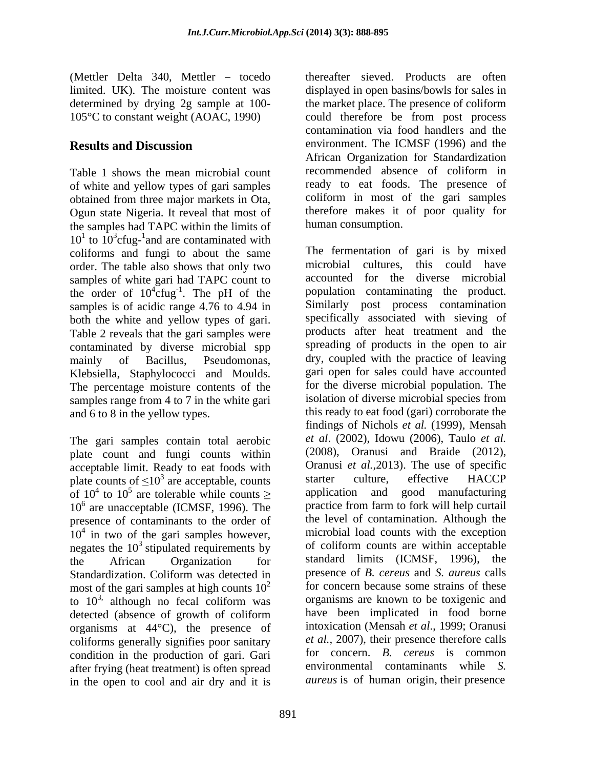(Mettler Delta 340, Mettler – tocedo limited. UK). The moisture content was determined by drying 2g sample at 100-105°C to constant weight (AOAC, 1990)

## Results and Discussion

Table 1 shows the mean microbial count of white and yellow types of gari samples obtained from three major markets in Ota, Ogun state Nigeria. It reveal that most of the samples had TAPC within the limits of $10^1$ to $10^3$cfug-$^1$and are contaminated with coliforms and fungi to about the same order. The table also shows that only two samples of white gari had TAPC count to the order of $10^4$cfug$^{-1}$. The pH of the samples is of acidic range 4.76 to 4.94 in both the white and yellow types of gari. Table 2 reveals that the gari samples were contaminated by diverse microbial spp mainly of Bacillus, Pseudomonas, Klebsiella, Staphylococci and Moulds. The percentage moisture contents of the samples range from 4 to 7 in the white gari and 6 to 8 in the yellow types.

The gari samples contain total aerobic plate count and fungi counts within acceptable limit. Ready to eat foods with plate counts of $\leq 10^3$ are acceptable, counts of $10^4$ to $10^5$ are tolerable while counts $\geq 10^6$ are unacceptable (ICMSF, 1996). The presence of contaminants to the order of $10^4$ in two of the gari samples however, negates the $10^3$ stipulated requirements by the African Organization for Standardization. Coliform was detected in most of the gari samples at high counts $10^2$ to $10^{3,}$ although no fecal coliform was detected (absence of growth of coliform organisms at 44°C), the presence of coliforms generally signifies poor sanitary condition in the production of gari. Gari after frying (heat treatment) is often spread in the open to cool and air dry and it is thereafter sieved. Products are often displayed in open basins/bowls for sales in the market place. The presence of coliform could therefore be from post process contamination via food handlers and the environment. The ICMSF (1996) and the African Organization for Standardization recommended absence of coliform in ready to eat foods. The presence of coliform in most of the gari samples therefore makes it of poor quality for human consumption.

The fermentation of gari is by mixed microbial cultures, this could have accounted for the diverse microbial population contaminating the product. Similarly post process contamination specifically associated with sieving of products after heat treatment and the spreading of products in the open to air dry, coupled with the practice of leaving gari open for sales could have accounted for the diverse microbial population. The isolation of diverse microbial species from this ready to eat food (gari) corroborate the findings of Nichols *et al.* (1999), Mensah *et al*. (2002), Idowu (2006), Taulo *et al.* (2008), Oranusi and Braide (2012), Oranusi *et al.*,2013). The use of specific starter culture, effective HACCP application and good manufacturing practice from farm to fork will help curtail the level of contamination. Although the microbial load counts with the exception of coliform counts are within acceptable standard limits (ICMSF, 1996), the presence of *B. cereus* and *S. aureus* calls for concern because some strains of these organisms are known to be toxigenic and have been implicated in food borne intoxication (Mensah *et al*., 1999; Oranusi *et al.*, 2007), their presence therefore calls for concern. *B. cereus* is common environmental contaminants while *S. aureus* is of human origin, their presence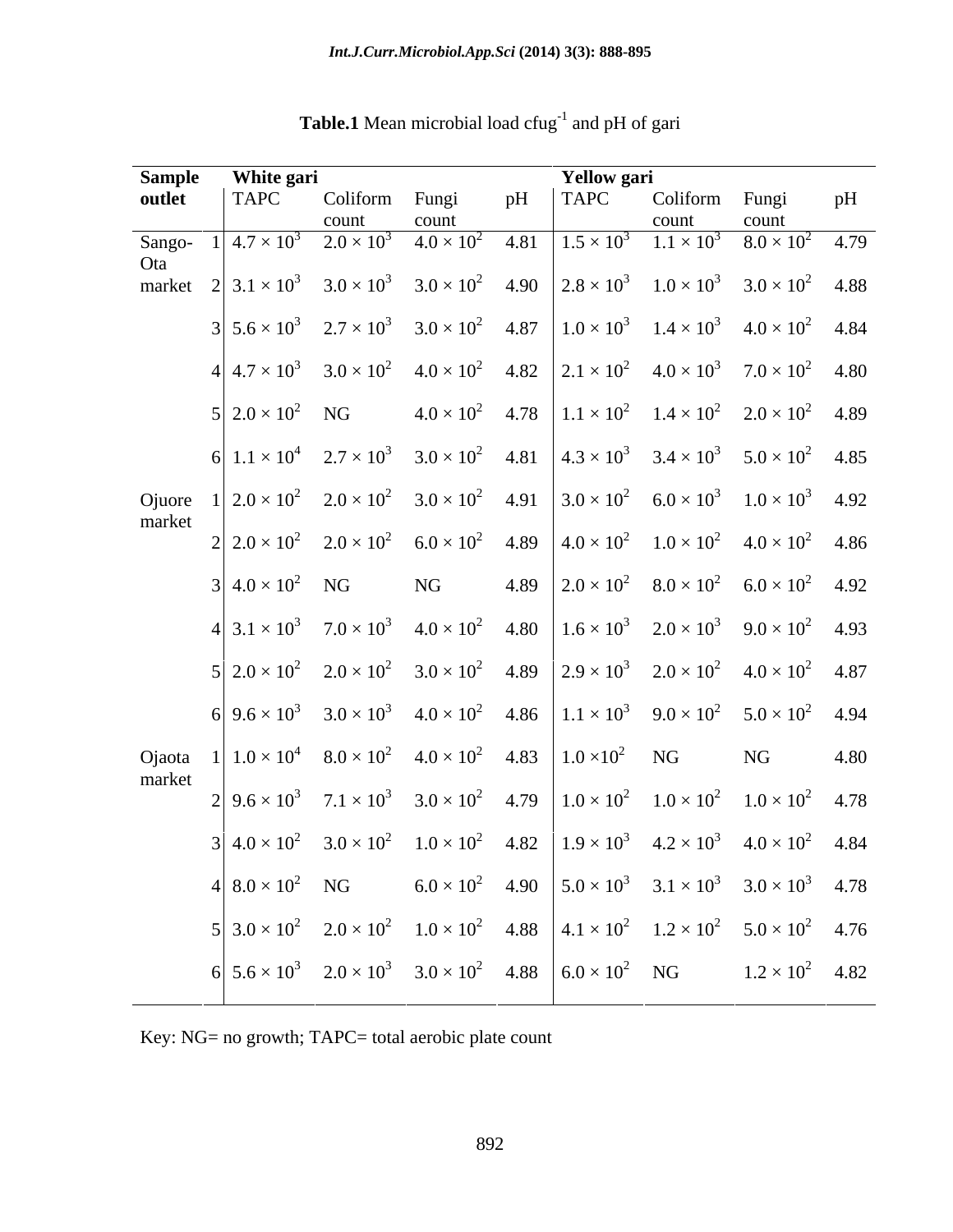**Table.1** Mean microbial load cfug$^{-1}$ and pH of gari

| Sample outlet | | White gari | | | | Yellow gari | | | |
|---|---|---|---|---|---|---|---|---|---|
| | | TAPC | Coliform count | Fungi count | pH | TAPC | Coliform count | Fungi count | pH |
| Sango-Ota market | 1 | $4.7 \times 10^3$ | $2.0 \times 10^3$ | $4.0 \times 10^2$ | 4.81 | $1.5 \times 10^3$ | $1.1 \times 10^3$ | $8.0 \times 10^2$ | 4.79 |
| | 2 | $3.1 \times 10^3$ | $3.0 \times 10^3$ | $3.0 \times 10^2$ | 4.90 | $2.8 \times 10^3$ | $1.0 \times 10^3$ | $3.0 \times 10^2$ | 4.88 |
| | 3 | $5.6 \times 10^3$ | $2.7 \times 10^3$ | $3.0 \times 10^2$ | 4.87 | $1.0 \times 10^3$ | $1.4 \times 10^3$ | $4.0 \times 10^2$ | 4.84 |
| | 4 | $4.7 \times 10^3$ | $3.0 \times 10^2$ | $4.0 \times 10^2$ | 4.82 | $2.1 \times 10^2$ | $4.0 \times 10^3$ | $7.0 \times 10^2$ | 4.80 |
| | 5 | $2.0 \times 10^2$ | NG | $4.0 \times 10^2$ | 4.78 | $1.1 \times 10^2$ | $1.4 \times 10^2$ | $2.0 \times 10^2$ | 4.89 |
| | 6 | $1.1 \times 10^4$ | $2.7 \times 10^3$ | $3.0 \times 10^2$ | 4.81 | $4.3 \times 10^3$ | $3.4 \times 10^3$ | $5.0 \times 10^2$ | 4.85 |
| Ojuore market | 1 | $2.0 \times 10^2$ | $2.0 \times 10^2$ | $3.0 \times 10^2$ | 4.91 | $3.0 \times 10^2$ | $6.0 \times 10^3$ | $1.0 \times 10^3$ | 4.92 |
| | 2 | $2.0 \times 10^2$ | $2.0 \times 10^2$ | $6.0 \times 10^2$ | 4.89 | $4.0 \times 10^2$ | $1.0 \times 10^2$ | $4.0 \times 10^2$ | 4.86 |
| | 3 | $4.0 \times 10^2$ | NG | NG | 4.89 | $2.0 \times 10^2$ | $8.0 \times 10^2$ | $6.0 \times 10^2$ | 4.92 |
| | 4 | $3.1 \times 10^3$ | $7.0 \times 10^3$ | $4.0 \times 10^2$ | 4.80 | $1.6 \times 10^3$ | $2.0 \times 10^3$ | $9.0 \times 10^2$ | 4.93 |
| | 5 | $2.0 \times 10^2$ | $2.0 \times 10^2$ | $3.0 \times 10^2$ | 4.89 | $2.9 \times 10^3$ | $2.0 \times 10^2$ | $4.0 \times 10^2$ | 4.87 |
| | 6 | $9.6 \times 10^3$ | $3.0 \times 10^3$ | $4.0 \times 10^2$ | 4.86 | $1.1 \times 10^3$ | $9.0 \times 10^2$ | $5.0 \times 10^2$ | 4.94 |
| Ojaota market | 1 | $1.0 \times 10^4$ | $8.0 \times 10^2$ | $4.0 \times 10^2$ | 4.83 | $1.0 \times 10^2$ | NG | NG | 4.80 |
| | 2 | $9.6 \times 10^3$ | $7.1 \times 10^3$ | $3.0 \times 10^2$ | 4.79 | $1.0 \times 10^2$ | $1.0 \times 10^2$ | $1.0 \times 10^2$ | 4.78 |
| | 3 | $4.0 \times 10^2$ | $3.0 \times 10^2$ | $1.0 \times 10^2$ | 4.82 | $1.9 \times 10^3$ | $4.2 \times 10^3$ | $4.0 \times 10^2$ | 4.84 |
| | 4 | $8.0 \times 10^2$ | NG | $6.0 \times 10^2$ | 4.90 | $5.0 \times 10^3$ | $3.1 \times 10^3$ | $3.0 \times 10^3$ | 4.78 |
| | 5 | $3.0 \times 10^2$ | $2.0 \times 10^2$ | $1.0 \times 10^2$ | 4.88 | $4.1 \times 10^2$ | $1.2 \times 10^2$ | $5.0 \times 10^2$ | 4.76 |
| | 6 | $5.6 \times 10^3$ | $2.0 \times 10^3$ | $3.0 \times 10^2$ | 4.88 | $6.0 \times 10^2$ | NG | $1.2 \times 10^2$ | 4.82 |

Key: NG= no growth; TAPC= total aerobic plate count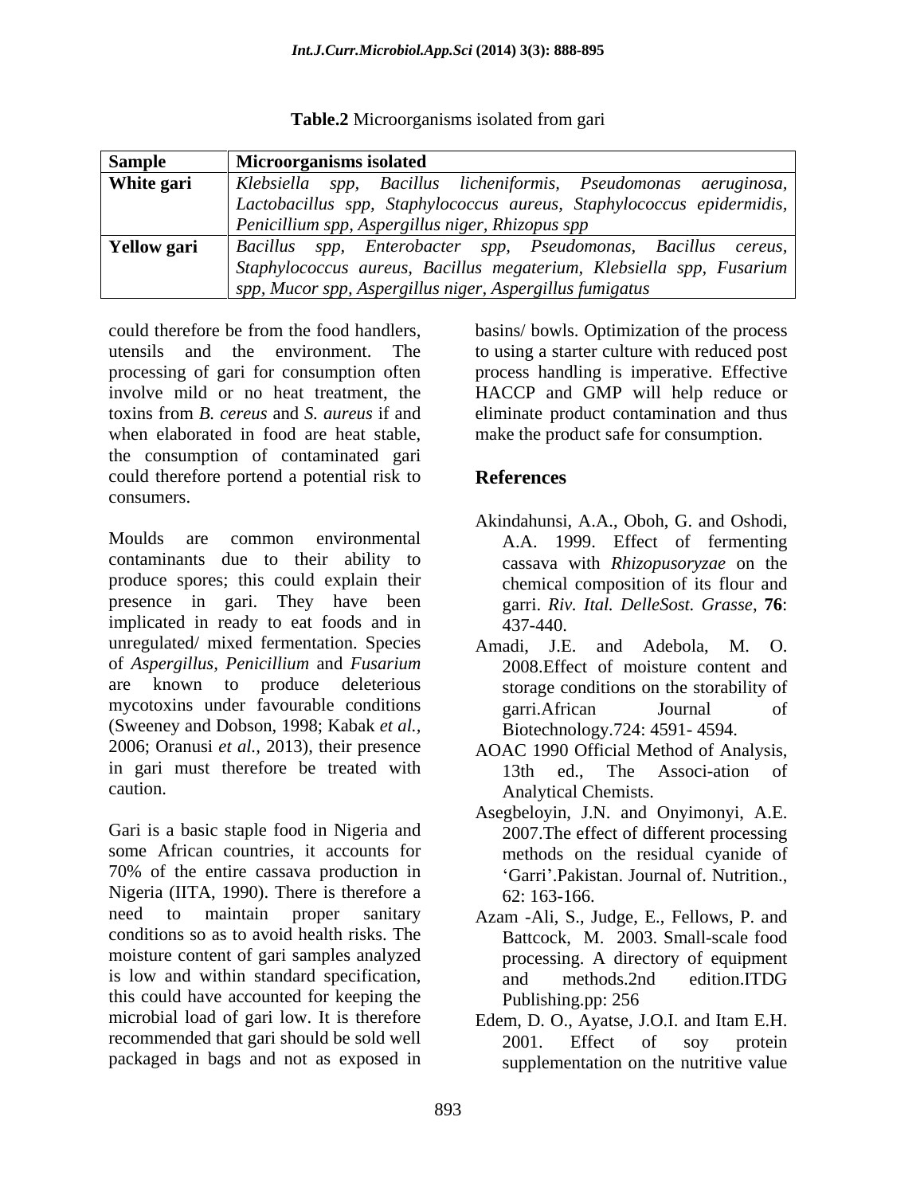**Table.2** Microorganisms isolated from gari

| Sample | Microorganisms isolated |
|---|---|
| **White gari** | *Klebsiella spp, Bacillus licheniformis, Pseudomonas aeruginosa, Lactobacillus spp, Staphylococcus aureus, Staphylococcus epidermidis, Penicillium spp, Aspergillus niger, Rhizopus spp* |
| **Yellow gari** | *Bacillus spp, Enterobacter spp, Pseudomonas, Bacillus cereus, Staphylococcus aureus, Bacillus megaterium, Klebsiella spp, Fusarium spp, Mucor spp, Aspergillus niger, Aspergillus fumigatus* |

could therefore be from the food handlers, utensils and the environment. The processing of gari for consumption often involve mild or no heat treatment, the toxins from *B. cereus* and *S. aureus* if and when elaborated in food are heat stable, the consumption of contaminated gari could therefore portend a potential risk to consumers.

Moulds are common environmental contaminants due to their ability to produce spores; this could explain their presence in gari. They have been implicated in ready to eat foods and in unregulated/ mixed fermentation. Species of *Aspergillus*, *Penicillium* and *Fusarium* are known to produce deleterious mycotoxins under favourable conditions (Sweeney and Dobson, 1998; Kabak *et al.*, 2006; Oranusi *et al.*, 2013), their presence in gari must therefore be treated with caution.

Gari is a basic staple food in Nigeria and some African countries, it accounts for 70% of the entire cassava production in Nigeria (IITA, 1990). There is therefore a need to maintain proper sanitary conditions so as to avoid health risks. The moisture content of gari samples analyzed is low and within standard specification, this could have accounted for keeping the microbial load of gari low. It is therefore recommended that gari should be sold well packaged in bags and not as exposed in basins/ bowls. Optimization of the process to using a starter culture with reduced post process handling is imperative. Effective HACCP and GMP will help reduce or eliminate product contamination and thus make the product safe for consumption.

## References

Akindahunsi, A.A., Oboh, G. and Oshodi, A.A. 1999. Effect of fermenting cassava with *Rhizopusoryzae* on the chemical composition of its flour and garri. *Riv. Ital. DelleSost. Grasse*, **76**: 437-440.

Amadi, J.E. and Adebola, M. O. 2008.Effect of moisture content and storage conditions on the storability of garri.African Journal of Biotechnology.724: 4591- 4594.

AOAC 1990 Official Method of Analysis, 13th ed., The Associ-ation of Analytical Chemists.

Asegbeloyin, J.N. and Onyimonyi, A.E. 2007.The effect of different processing methods on the residual cyanide of 'Garri'.Pakistan. Journal of. Nutrition., 62: 163-166.

Azam -Ali, S., Judge, E., Fellows, P. and Battcock, M. 2003. Small-scale food processing. A directory of equipment and methods.2nd edition.ITDG Publishing.pp: 256

Edem, D. O., Ayatse, J.O.I. and Itam E.H. 2001. Effect of soy protein supplementation on the nutritive value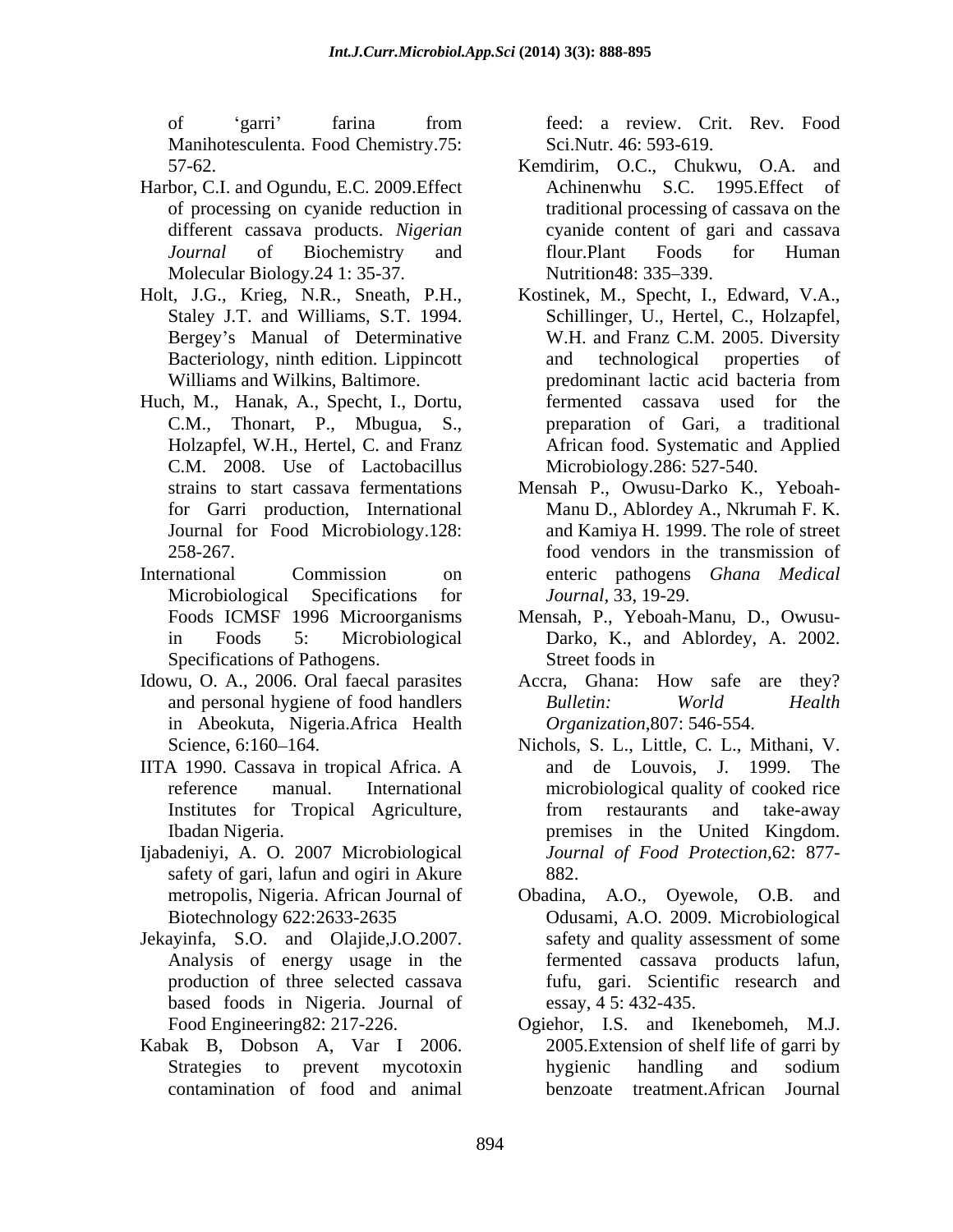of 'garri' farina from Manihotesculenta. Food Chemistry.75: 57-62.

Harbor, C.I. and Ogundu, E.C. 2009.Effect of processing on cyanide reduction in different cassava products. *Nigerian Journal* of Biochemistry and Molecular Biology.24 1: 35-37.

Holt, J.G., Krieg, N.R., Sneath, P.H., Staley J.T. and Williams, S.T. 1994. Bergey's Manual of Determinative Bacteriology, ninth edition. Lippincott Williams and Wilkins, Baltimore.

Huch, M., Hanak, A., Specht, I., Dortu, C.M., Thonart, P., Mbugua, S., Holzapfel, W.H., Hertel, C. and Franz C.M. 2008. Use of Lactobacillus strains to start cassava fermentations for Garri production, International Journal for Food Microbiology.128: 258-267.

International Commission on Microbiological Specifications for Foods ICMSF 1996 Microorganisms in Foods 5: Microbiological Specifications of Pathogens.

Idowu, O. A., 2006. Oral faecal parasites and personal hygiene of food handlers in Abeokuta, Nigeria.Africa Health Science, 6:160–164.

IITA 1990. Cassava in tropical Africa. A reference manual. International Institutes for Tropical Agriculture, Ibadan Nigeria.

Ijabadeniyi, A. O. 2007 Microbiological safety of gari, lafun and ogiri in Akure metropolis, Nigeria. African Journal of Biotechnology 622:2633-2635

Jekayinfa, S.O. and Olajide,J.O.2007. Analysis of energy usage in the production of three selected cassava based foods in Nigeria. Journal of Food Engineering82: 217-226.

Kabak B, Dobson A, Var I 2006. Strategies to prevent mycotoxin contamination of food and animal feed: a review. Crit. Rev. Food Sci.Nutr. 46: 593-619.

Kemdirim, O.C., Chukwu, O.A. and Achinenwhu S.C. 1995.Effect of traditional processing of cassava on the cyanide content of gari and cassava flour.Plant Foods for Human Nutrition48: 335–339.

Kostinek, M., Specht, I., Edward, V.A., Schillinger, U., Hertel, C., Holzapfel, W.H. and Franz C.M. 2005. Diversity and technological properties of predominant lactic acid bacteria from fermented cassava used for the preparation of Gari, a traditional African food. Systematic and Applied Microbiology.286: 527-540.

Mensah P., Owusu-Darko K., Yeboah-Manu D., Ablordey A., Nkrumah F. K. and Kamiya H. 1999. The role of street food vendors in the transmission of enteric pathogens *Ghana Medical Journal*, 33, 19-29.

Mensah, P., Yeboah-Manu, D., Owusu-Darko, K., and Ablordey, A. 2002. Street foods in Accra, Ghana: How safe are they? *Bulletin: World Health Organization*,807: 546-554.

Nichols, S. L., Little, C. L., Mithani, V. and de Louvois, J. 1999. The microbiological quality of cooked rice from restaurants and take-away premises in the United Kingdom. *Journal of Food Protection*,62: 877-882.

Obadina, A.O., Oyewole, O.B. and Odusami, A.O. 2009. Microbiological safety and quality assessment of some fermented cassava products lafun, fufu, gari. Scientific research and essay, 4 5: 432-435.

Ogiehor, I.S. and Ikenebomeh, M.J. 2005.Extension of shelf life of garri by hygienic handling and sodium benzoate treatment.African Journal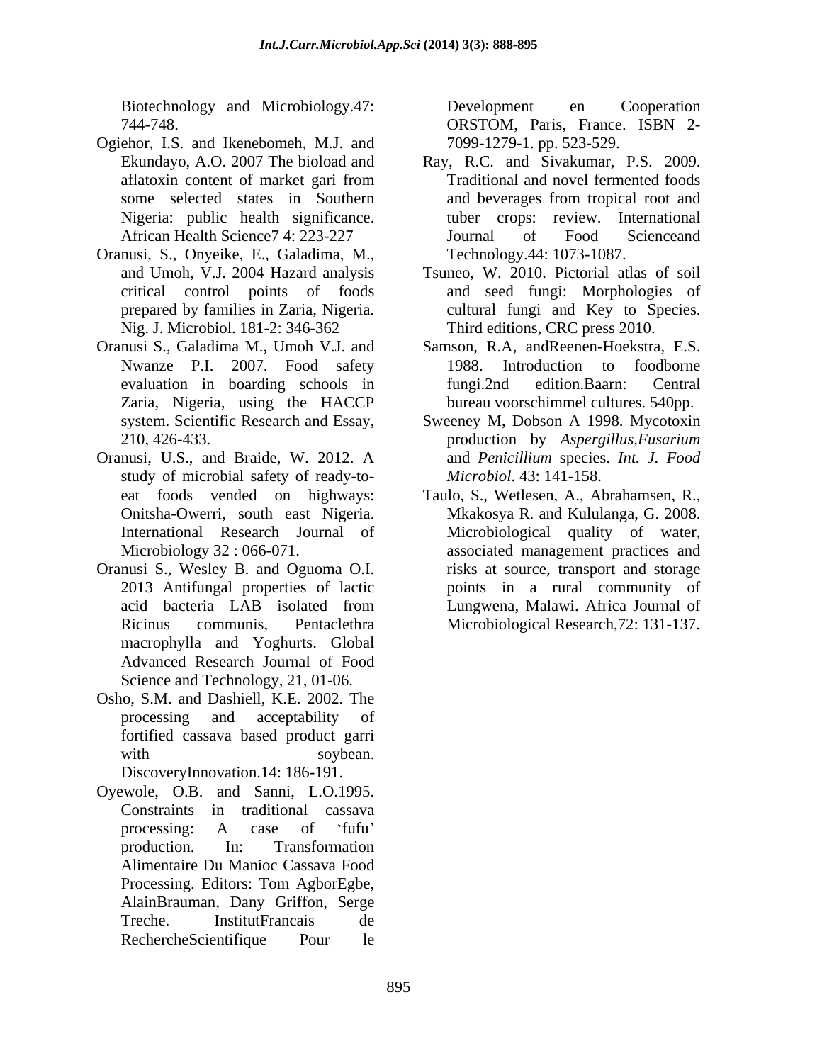Biotechnology and Microbiology.47: 744-748.

Ogiehor, I.S. and Ikenebomeh, M.J. and Ekundayo, A.O. 2007 The bioload and aflatoxin content of market gari from some selected states in Southern Nigeria: public health significance. African Health Science7 4: 223-227

Oranusi, S., Onyeike, E., Galadima, M., and Umoh, V.J. 2004 Hazard analysis critical control points of foods prepared by families in Zaria, Nigeria. Nig. J. Microbiol. 181-2: 346-362

Oranusi S., Galadima M., Umoh V.J. and Nwanze P.I. 2007. Food safety evaluation in boarding schools in Zaria, Nigeria, using the HACCP system. Scientific Research and Essay, 210, 426-433.

Oranusi, U.S., and Braide, W. 2012. A study of microbial safety of ready-to-eat foods vended on highways: Onitsha-Owerri, south east Nigeria. International Research Journal of Microbiology 32 : 066-071.

Oranusi S., Wesley B. and Oguoma O.I. 2013 Antifungal properties of lactic acid bacteria LAB isolated from Ricinus communis, Pentaclethra macrophylla and Yoghurts. Global Advanced Research Journal of Food Science and Technology, 21, 01-06.

Osho, S.M. and Dashiell, K.E. 2002. The processing and acceptability of fortified cassava based product garri with soybean. DiscoveryInnovation.14: 186-191.

Oyewole, O.B. and Sanni, L.O.1995. Constraints in traditional cassava processing: A case of 'fufu' production. In: Transformation Alimentaire Du Manioc Cassava Food Processing. Editors: Tom AgborEgbe, AlainBrauman, Dany Griffon, Serge Treche. InstitutFrancais de RechercheScientifique Pour le Development en Cooperation ORSTOM, Paris, France. ISBN 2-7099-1279-1. pp. 523-529.

Ray, R.C. and Sivakumar, P.S. 2009. Traditional and novel fermented foods and beverages from tropical root and tuber crops: review. International Journal of Food Scienceand Technology.44: 1073-1087.

Tsuneo, W. 2010. Pictorial atlas of soil and seed fungi: Morphologies of cultural fungi and Key to Species. Third editions, CRC press 2010.

Samson, R.A, andReenen-Hoekstra, E.S. 1988. Introduction to foodborne fungi.2nd edition.Baarn: Central bureau voorschimmel cultures. 540pp.

Sweeney M, Dobson A 1998. Mycotoxin production by *Aspergillus,Fusarium* and *Penicillium* species. *Int. J. Food Microbiol*. 43: 141-158.

Taulo, S., Wetlesen, A., Abrahamsen, R., Mkakosya R. and Kululanga, G. 2008. Microbiological quality of water, associated management practices and risks at source, transport and storage points in a rural community of Lungwena, Malawi. Africa Journal of Microbiological Research,72: 131-137.